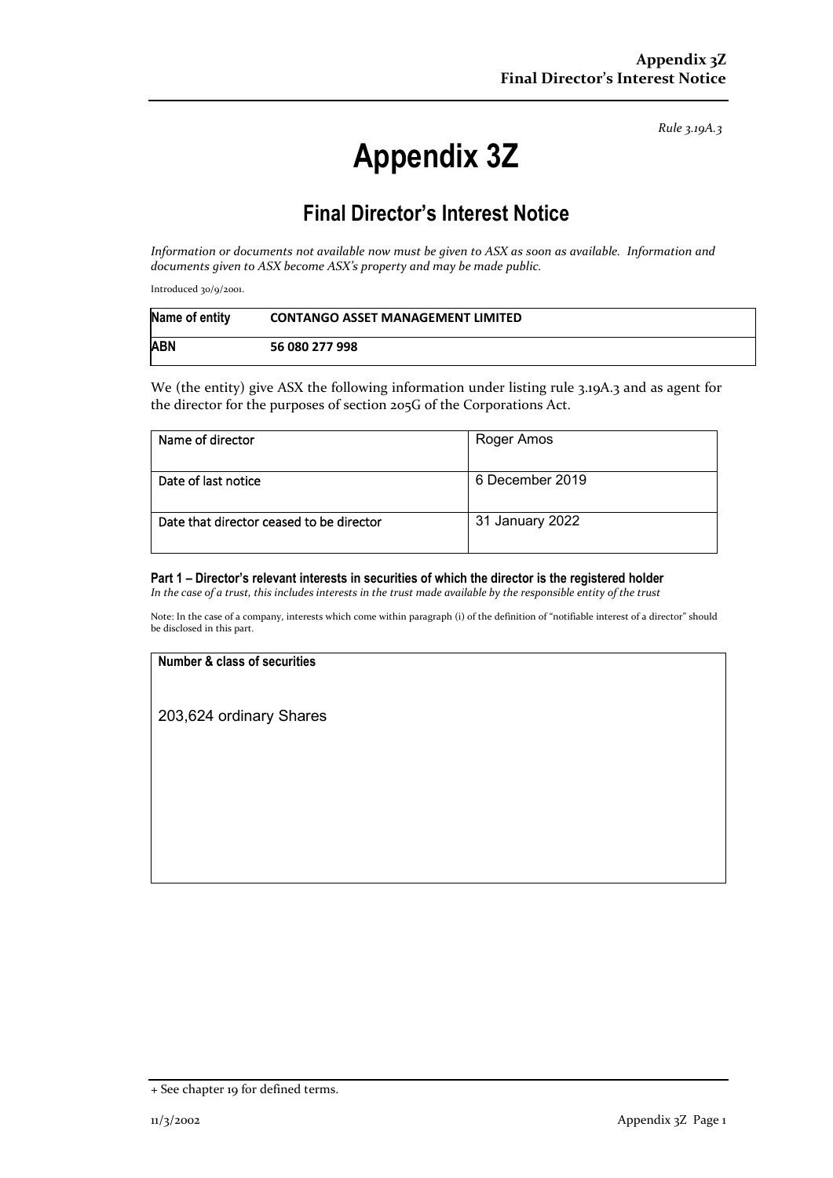*Rule 3.19A.3*

# Appendix 3Z

## Final Director's Interest Notice

*Information or documents not available now must be given to ASX as soon as available. Information and documents given to ASX become ASX's property and may be made public.*

Introduced 30/9/2001.

| Name of entity | CONTANGO ASSET MANAGEMENT LIMITED |
|---|---|
| ABN | 56 080 277 998 |

We (the entity) give ASX the following information under listing rule 3.19A.3 and as agent for the director for the purposes of section 205G of the Corporations Act.

| Name of director | Roger Amos |
|---|---|
| Date of last notice | 6 December 2019 |
| Date that director ceased to be director | 31 January 2022 |

**Part 1 – Director's relevant interests in securities of which the director is the registered holder**
*In the case of a trust, this includes interests in the trust made available by the responsible entity of the trust*

Note: In the case of a company, interests which come within paragraph (i) of the definition of "notifiable interest of a director" should be disclosed in this part.

| Number & class of securities |
|---|
| 203,624 ordinary Shares |

+ See chapter 19 for defined terms.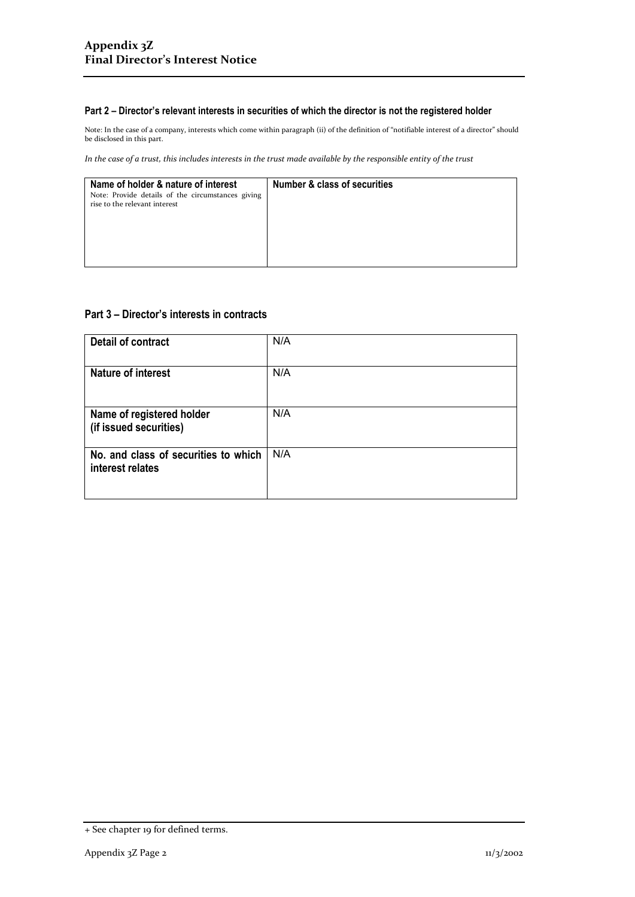## Part 2 – Director's relevant interests in securities of which the director is not the registered holder

Note: In the case of a company, interests which come within paragraph (ii) of the definition of "notifiable interest of a director" should be disclosed in this part.

*In the case of a trust, this includes interests in the trust made available by the responsible entity of the trust*

| Name of holder & nature of interest<br>Note: Provide details of the circumstances giving rise to the relevant interest | Number & class of securities |
|---|---|
| | |

## Part 3 – Director's interests in contracts

| | |
|---|---|
| **Detail of contract** | N/A |
| **Nature of interest** | N/A |
| **Name of registered holder (if issued securities)** | N/A |
| **No. and class of securities to which interest relates** | N/A |

+ See chapter 19 for defined terms.